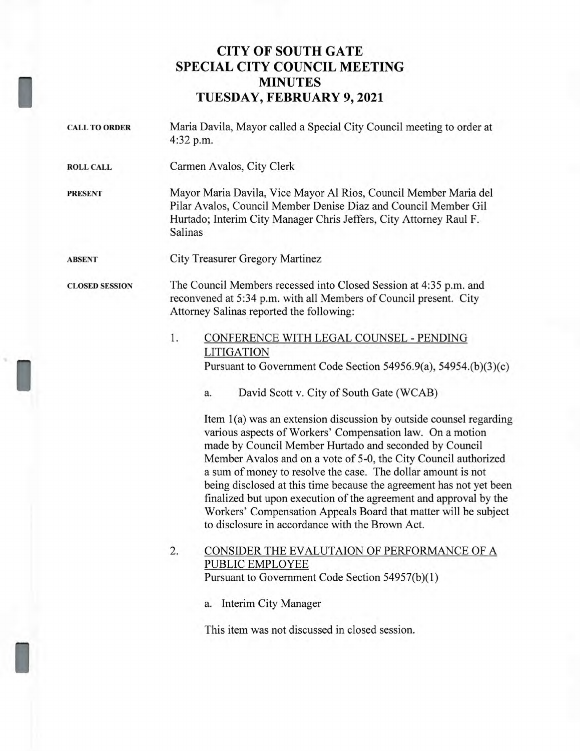# CITY OF SOUTH GATE
# SPECIAL CITY COUNCIL MEETING
# MINUTES
# TUESDAY, FEBRUARY 9, 2021

**CALL TO ORDER**

Maria Davila, Mayor called a Special City Council meeting to order at 4:32 p.m.

**ROLL CALL**

Carmen Avalos, City Clerk

**PRESENT**

Mayor Maria Davila, Vice Mayor Al Rios, Council Member Maria del Pilar Avalos, Council Member Denise Diaz and Council Member Gil Hurtado; Interim City Manager Chris Jeffers, City Attorney Raul F. Salinas

**ABSENT**

City Treasurer Gregory Martinez

**CLOSED SESSION**

The Council Members recessed into Closed Session at 4:35 p.m. and reconvened at 5:34 p.m. with all Members of Council present. City Attorney Salinas reported the following:

1. CONFERENCE WITH LEGAL COUNSEL - PENDING LITIGATION
   Pursuant to Government Code Section 54956.9(a), 54954.(b)(3)(c)

   a. David Scott v. City of South Gate (WCAB)

   Item 1(a) was an extension discussion by outside counsel regarding various aspects of Workers' Compensation law. On a motion made by Council Member Hurtado and seconded by Council Member Avalos and on a vote of 5-0, the City Council authorized a sum of money to resolve the case. The dollar amount is not being disclosed at this time because the agreement has not yet been finalized but upon execution of the agreement and approval by the Workers' Compensation Appeals Board that matter will be subject to disclosure in accordance with the Brown Act.

2. CONSIDER THE EVALUTAION OF PERFORMANCE OF A PUBLIC EMPLOYEE
   Pursuant to Government Code Section 54957(b)(1)

   a. Interim City Manager

   This item was not discussed in closed session.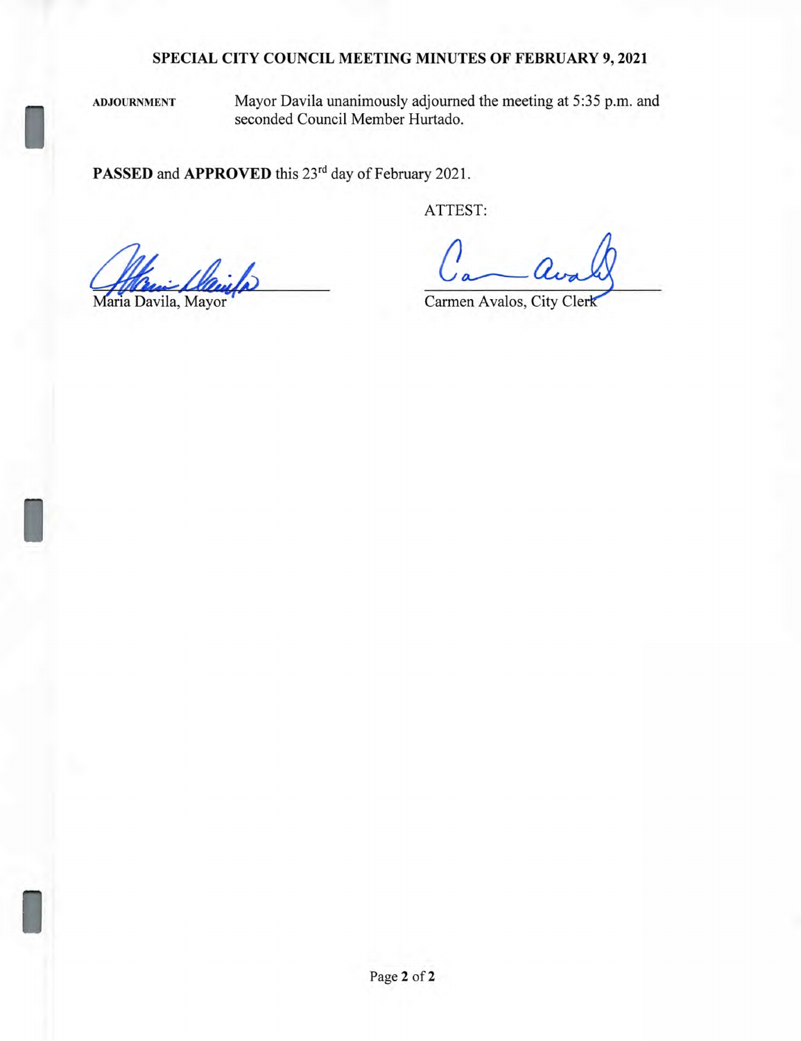## SPECIAL CITY COUNCIL MEETING MINUTES OF FEBRUARY 9, 2021

**ADJOURNMENT** Mayor Davila unanimously adjourned the meeting at 5:35 p.m. and seconded Council Member Hurtado.

**PASSED** and **APPROVED** this 23rd day of February 2021.

ATTEST:

Maria Davila, Mayor

Carmen Avalos, City Clerk